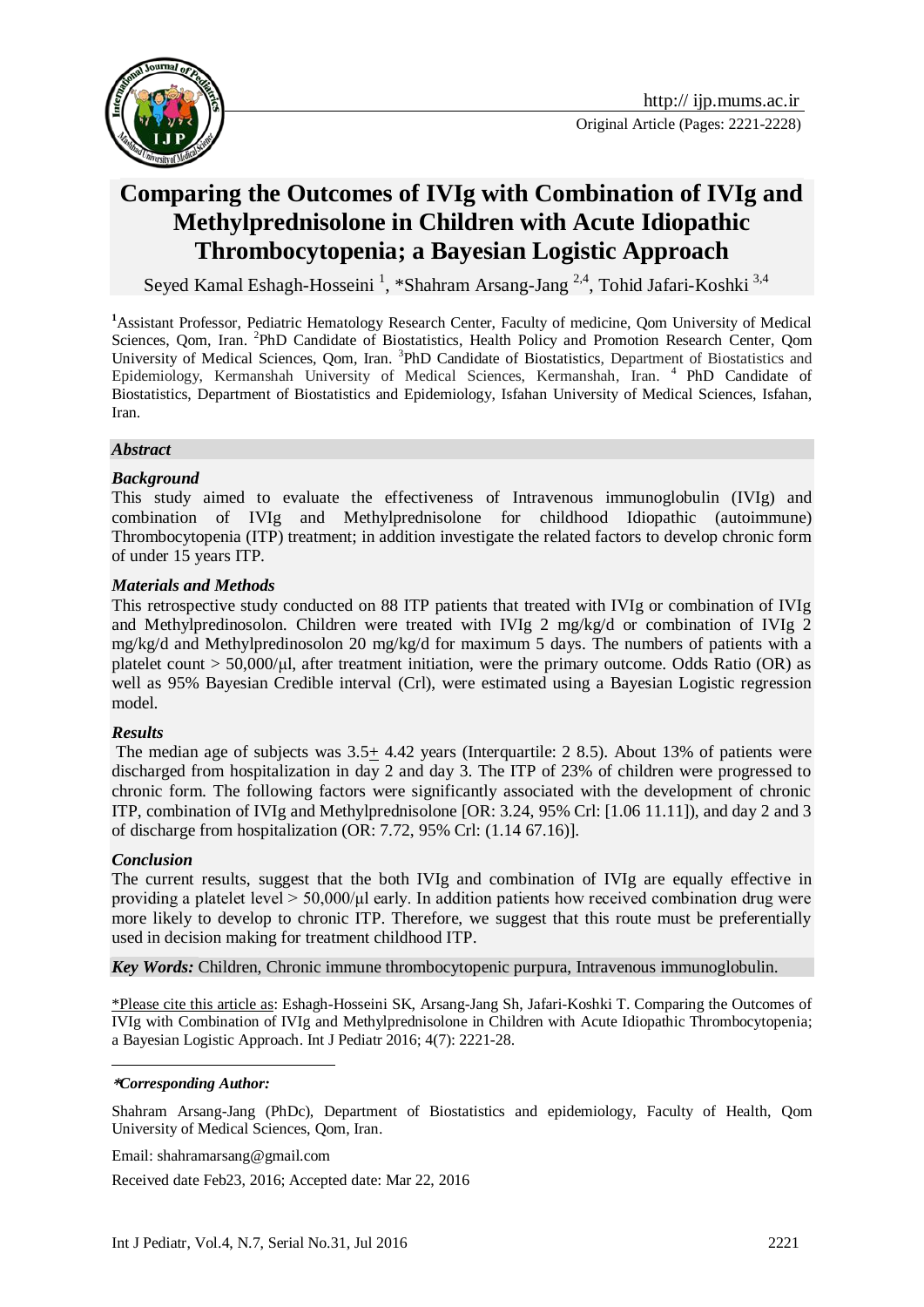Original Article (Pages: 2221-2228)

# Comparing the Outcomes of IVIg with Combination of IVIg and Methylprednisolone in Children with Acute Idiopathic Thrombocytopenia; a Bayesian Logistic Approach

Seyed Kamal Eshagh-Hosseini [1], *Shahram Arsang-Jang [2,4], Tohid Jafari-Koshki [3,4]

[1]Assistant Professor, Pediatric Hematology Research Center, Faculty of medicine, Qom University of Medical Sciences, Qom, Iran. [2]PhD Candidate of Biostatistics, Health Policy and Promotion Research Center, Qom University of Medical Sciences, Qom, Iran. [3]PhD Candidate of Biostatistics, Department of Biostatistics and Epidemiology, Kermanshah University of Medical Sciences, Kermanshah, Iran. [4] PhD Candidate of Biostatistics, Department of Biostatistics and Epidemiology, Isfahan University of Medical Sciences, Isfahan, Iran.

### *Abstract*

#### *Background*

This study aimed to evaluate the effectiveness of Intravenous immunoglobulin (IVIg) and combination of IVIg and Methylprednisolone for childhood Idiopathic (autoimmune) Thrombocytopenia (ITP) treatment; in addition investigate the related factors to develop chronic form of under 15 years ITP.

#### *Materials and Methods*

This retrospective study conducted on 88 ITP patients that treated with IVIg or combination of IVIg and Methylpredinosolon. Children were treated with IVIg 2 mg/kg/d or combination of IVIg 2 mg/kg/d and Methylpredinosolon 20 mg/kg/d for maximum 5 days. The numbers of patients with a platelet count > 50,000/μl, after treatment initiation, were the primary outcome. Odds Ratio (OR) as well as 95% Bayesian Credible interval (Crl), were estimated using a Bayesian Logistic regression model.

#### *Results*

The median age of subjects was 3.5± 4.42 years (Interquartile: 2 8.5). About 13% of patients were discharged from hospitalization in day 2 and day 3. The ITP of 23% of children were progressed to chronic form. The following factors were significantly associated with the development of chronic ITP, combination of IVIg and Methylprednisolone [OR: 3.24, 95% Crl: [1.06 11.11]), and day 2 and 3 of discharge from hospitalization (OR: 7.72, 95% Crl: (1.14 67.16)].

#### *Conclusion*

The current results, suggest that the both IVIg and combination of IVIg are equally effective in providing a platelet level > 50,000/μl early. In addition patients how received combination drug were more likely to develop to chronic ITP. Therefore, we suggest that this route must be preferentially used in decision making for treatment childhood ITP.

***Key Words:*** Children, Chronic immune thrombocytopenic purpura, Intravenous immunoglobulin.

\*Please cite this article as: Eshagh-Hosseini SK, Arsang-Jang Sh, Jafari-Koshki T. Comparing the Outcomes of IVIg with Combination of IVIg and Methylprednisolone in Children with Acute Idiopathic Thrombocytopenia; a Bayesian Logistic Approach. Int J Pediatr 2016; 4(7): 2221-28.

---

***\*Corresponding Author:***

Shahram Arsang-Jang (PhDc), Department of Biostatistics and epidemiology, Faculty of Health, Qom University of Medical Sciences, Qom, Iran.

Email: shahramarsang@gmail.com

Received date Feb23, 2016; Accepted date: Mar 22, 2016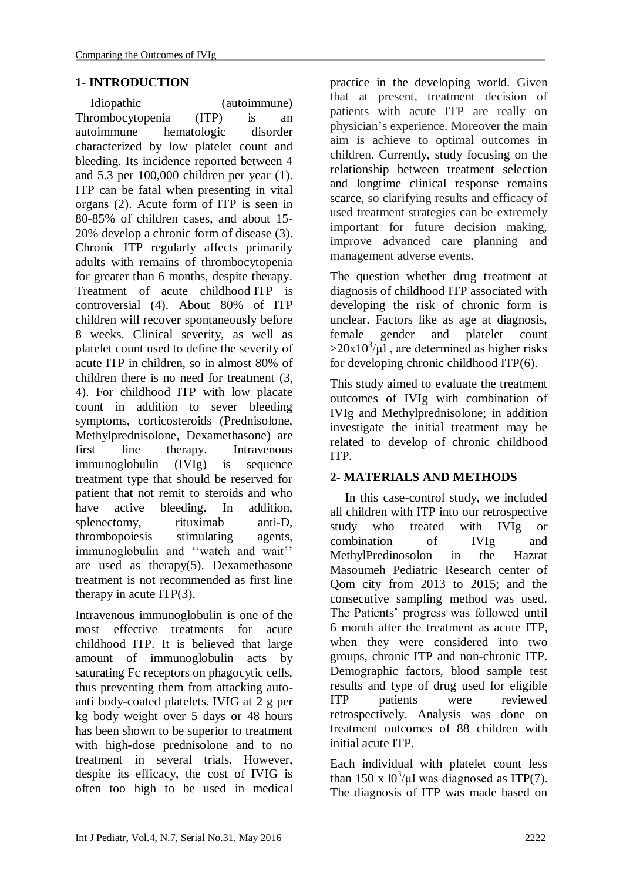## 1- INTRODUCTION

Idiopathic (autoimmune) Thrombocytopenia (ITP) is an autoimmune hematologic disorder characterized by low platelet count and bleeding. Its incidence reported between 4 and 5.3 per 100,000 children per year (1). ITP can be fatal when presenting in vital organs (2). Acute form of ITP is seen in 80-85% of children cases, and about 15-20% develop a chronic form of disease (3). Chronic ITP regularly affects primarily adults with remains of thrombocytopenia for greater than 6 months, despite therapy. Treatment of acute childhood ITP is controversial (4). About 80% of ITP children will recover spontaneously before 8 weeks. Clinical severity, as well as platelet count used to define the severity of acute ITP in children, so in almost 80% of children there is no need for treatment (3, 4). For childhood ITP with low placate count in addition to sever bleeding symptoms, corticosteroids (Prednisolone, Methylprednisolone, Dexamethasone) are first line therapy. Intravenous immunoglobulin (IVIg) is sequence treatment type that should be reserved for patient that not remit to steroids and who have active bleeding. In addition, splenectomy, rituximab anti-D, thrombopoiesis stimulating agents, immunoglobulin and ''watch and wait'' are used as therapy(5). Dexamethasone treatment is not recommended as first line therapy in acute ITP(3).

Intravenous immunoglobulin is one of the most effective treatments for acute childhood ITP. It is believed that large amount of immunoglobulin acts by saturating Fc receptors on phagocytic cells, thus preventing them from attacking auto-anti body-coated platelets. IVIG at 2 g per kg body weight over 5 days or 48 hours has been shown to be superior to treatment with high-dose prednisolone and to no treatment in several trials. However, despite its efficacy, the cost of IVIG is often too high to be used in medical practice in the developing world. Given that at present, treatment decision of patients with acute ITP are really on physician's experience. Moreover the main aim is achieve to optimal outcomes in children. Currently, study focusing on the relationship between treatment selection and longtime clinical response remains scarce, so clarifying results and efficacy of used treatment strategies can be extremely important for future decision making, improve advanced care planning and management adverse events.

The question whether drug treatment at diagnosis of childhood ITP associated with developing the risk of chronic form is unclear. Factors like as age at diagnosis, female gender and platelet count $>20x10^3/\mu l$ , are determined as higher risks for developing chronic childhood ITP(6).

This study aimed to evaluate the treatment outcomes of IVIg with combination of IVIg and Methylprednisolone; in addition investigate the initial treatment may be related to develop of chronic childhood ITP.

## 2- MATERIALS AND METHODS

In this case-control study, we included all children with ITP into our retrospective study who treated with IVIg or combination of IVIg and MethylPredinosolon in the Hazrat Masoumeh Pediatric Research center of Qom city from 2013 to 2015; and the consecutive sampling method was used. The Patients' progress was followed until 6 month after the treatment as acute ITP, when they were considered into two groups, chronic ITP and non-chronic ITP. Demographic factors, blood sample test results and type of drug used for eligible ITP patients were reviewed retrospectively. Analysis was done on treatment outcomes of 88 children with initial acute ITP.

Each individual with platelet count less than $150 \times 10^3/\mu l$ was diagnosed as ITP(7). The diagnosis of ITP was made based on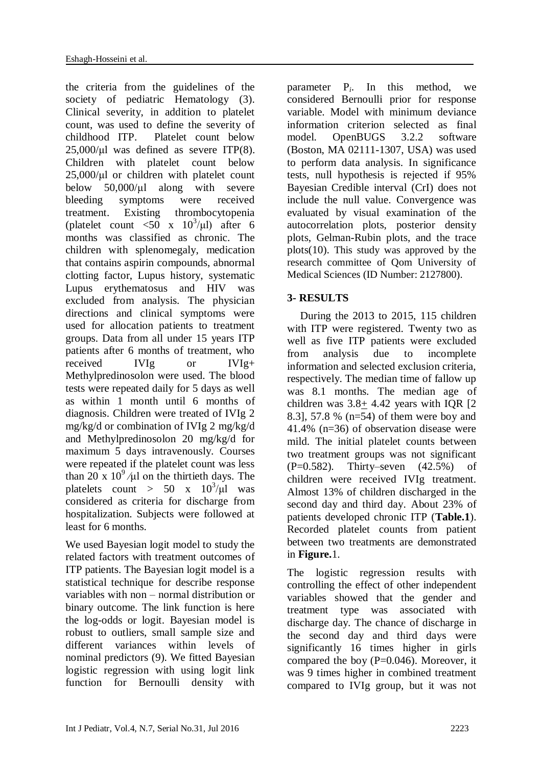the criteria from the guidelines of the society of pediatric Hematology (3). Clinical severity, in addition to platelet count, was used to define the severity of childhood ITP. Platelet count below 25,000/μl was defined as severe ITP(8). Children with platelet count below 25,000/μl or children with platelet count below 50,000/μl along with severe bleeding symptoms were received treatment. Existing thrombocytopenia (platelet count <50 x $10^3$/μl) after 6 months was classified as chronic. The children with splenomegaly, medication that contains aspirin compounds, abnormal clotting factor, Lupus history, systematic Lupus erythematosus and HIV was excluded from analysis. The physician directions and clinical symptoms were used for allocation patients to treatment groups. Data from all under 15 years ITP patients after 6 months of treatment, who received IVIg or IVIg+ Methylpredinosolon were used. The blood tests were repeated daily for 5 days as well as within 1 month until 6 months of diagnosis. Children were treated of IVIg 2 mg/kg/d or combination of IVIg 2 mg/kg/d and Methylpredinosolon 20 mg/kg/d for maximum 5 days intravenously. Courses were repeated if the platelet count was less than 20 x $10^9$ ⁄μl on the thirtieth days. The platelets count > 50 x $10^3$/μl was considered as criteria for discharge from hospitalization. Subjects were followed at least for 6 months.

We used Bayesian logit model to study the related factors with treatment outcomes of ITP patients. The Bayesian logit model is a statistical technique for describe response variables with non – normal distribution or binary outcome. The link function is here the log-odds or logit. Bayesian model is robust to outliers, small sample size and different variances within levels of nominal predictors (9). We fitted Bayesian logistic regression with using logit link function for Bernoulli density with parameter $P_i$. In this method, we considered Bernoulli prior for response variable. Model with minimum deviance information criterion selected as final model. OpenBUGS 3.2.2 software (Boston, MA 02111-1307, USA) was used to perform data analysis. In significance tests, null hypothesis is rejected if 95% Bayesian Credible interval (CrI) does not include the null value. Convergence was evaluated by visual examination of the autocorrelation plots, posterior density plots, Gelman-Rubin plots, and the trace plots(10). This study was approved by the research committee of Qom University of Medical Sciences (ID Number: 2127800).

## 3- RESULTS

During the 2013 to 2015, 115 children with ITP were registered. Twenty two as well as five ITP patients were excluded from analysis due to incomplete information and selected exclusion criteria, respectively. The median time of fallow up was 8.1 months. The median age of children was 3.8± 4.42 years with IQR [2 8.3], 57.8 % (n=54) of them were boy and 41.4% (n=36) of observation disease were mild. The initial platelet counts between two treatment groups was not significant (P=0.582). Thirty–seven (42.5%) of children were received IVIg treatment. Almost 13% of children discharged in the second day and third day. About 23% of patients developed chronic ITP (**Table.1**). Recorded platelet counts from patient between two treatments are demonstrated in **Figure.**1.

The logistic regression results with controlling the effect of other independent variables showed that the gender and treatment type was associated with discharge day. The chance of discharge in the second day and third days were significantly 16 times higher in girls compared the boy (P=0.046). Moreover, it was 9 times higher in combined treatment compared to IVIg group, but it was not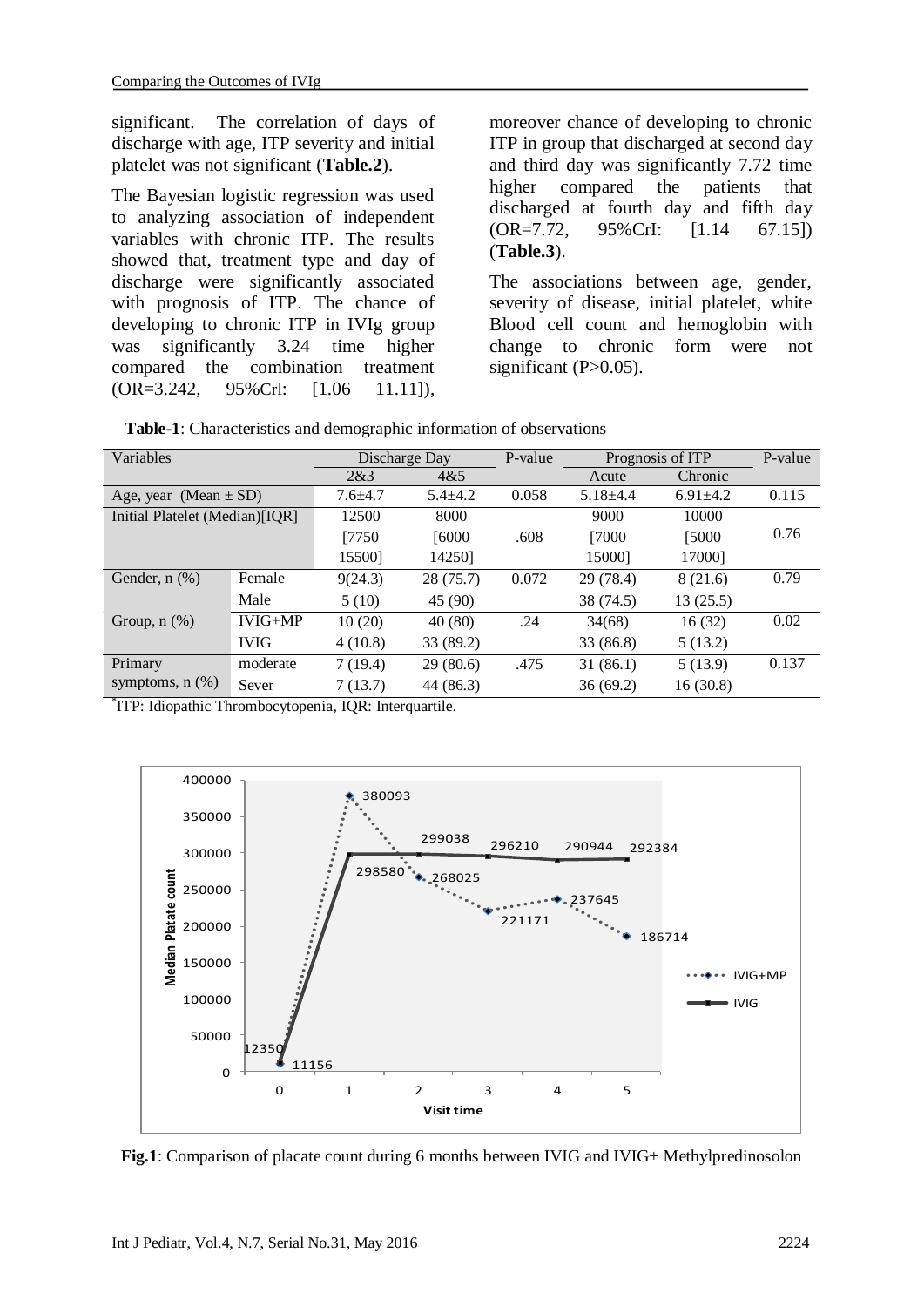significant. The correlation of days of discharge with age, ITP severity and initial platelet was not significant (**Table.2**).

The Bayesian logistic regression was used to analyzing association of independent variables with chronic ITP. The results showed that, treatment type and day of discharge were significantly associated with prognosis of ITP. The chance of developing to chronic ITP in IVIg group was significantly 3.24 time higher compared the combination treatment (OR=3.242, 95%Crl: [1.06 11.11]), moreover chance of developing to chronic ITP in group that discharged at second day and third day was significantly 7.72 time higher compared the patients that discharged at fourth day and fifth day (OR=7.72, 95%CrI: [1.14 67.15]) (**Table.3**).

The associations between age, gender, severity of disease, initial platelet, white Blood cell count and hemoglobin with change to chronic form were not significant (P>0.05).

**Table-1**: Characteristics and demographic information of observations

| Variables | | Discharge Day | | P-value | Prognosis of ITP | | P-value |
|---|---|---|---|---|---|---|---|
| | | 2&3 | 4&5 | | Acute | Chronic | |
| Age, year (Mean ± SD) | | 7.6±4.7 | 5.4±4.2 | 0.058 | 5.18±4.4 | 6.91±4.2 | 0.115 |
| Initial Platelet (Median)[IQR] | | 12500 [7750 15500] | 8000 [6000 14250] | .608 | 9000 [7000 15000] | 10000 [5000 17000] | 0.76 |
| Gender, n (%) | Female | 9(24.3) | 28 (75.7) | 0.072 | 29 (78.4) | 8 (21.6) | 0.79 |
| | Male | 5 (10) | 45 (90) | | 38 (74.5) | 13 (25.5) | |
| Group, n (%) | IVIG+MP | 10 (20) | 40 (80) | .24 | 34(68) | 16 (32) | 0.02 |
| | IVIG | 4 (10.8) | 33 (89.2) | | 33 (86.8) | 5 (13.2) | |
| Primary symptoms, n (%) | moderate | 7 (19.4) | 29 (80.6) | .475 | 31 (86.1) | 5 (13.9) | 0.137 |
| | Sever | 7 (13.7) | 44 (86.3) | | 36 (69.2) | 16 (30.8) | |

*ITP: Idiopathic Thrombocytopenia, IQR: Interquartile.

**Fig.1**: Comparison of placate count during 6 months between IVIG and IVIG+ Methylpredinosolon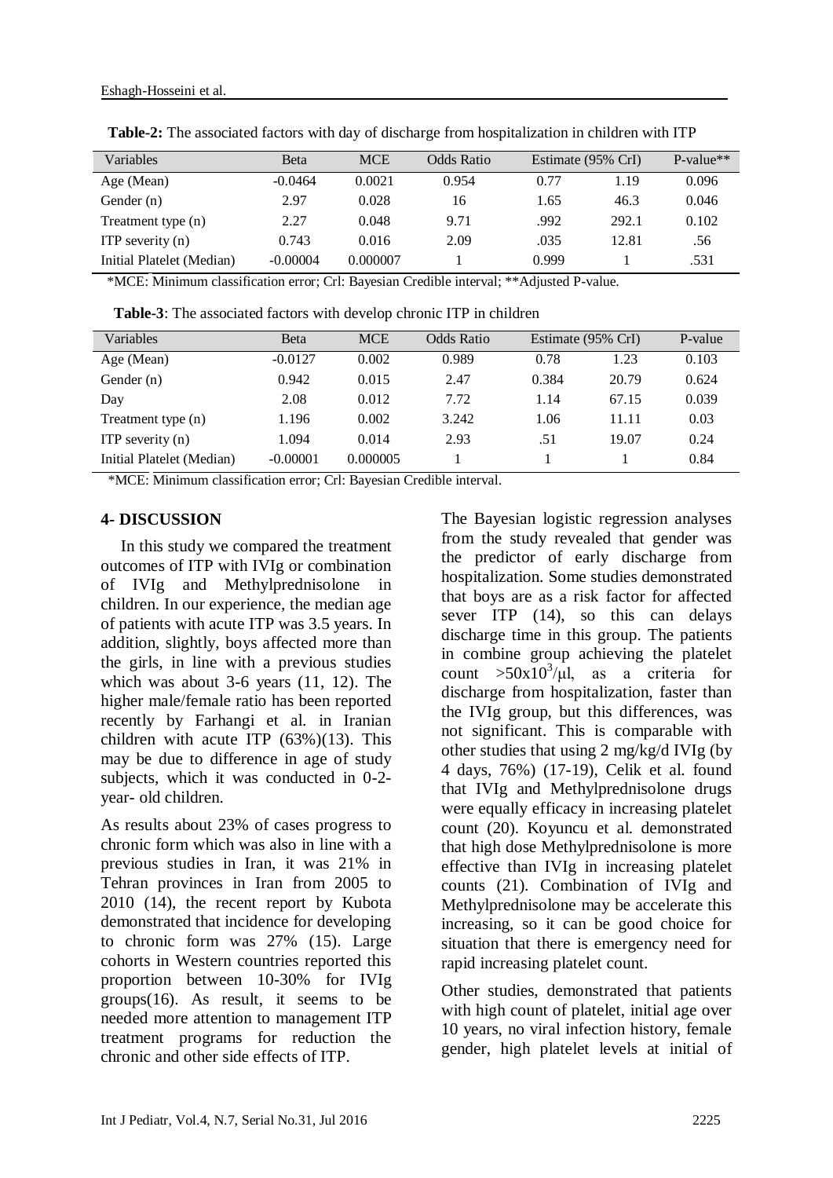**Table-2:** The associated factors with day of discharge from hospitalization in children with ITP

| Variables | Beta | MCE | Odds Ratio | Estimate (95% CrI) | | P-value** |
|---|---|---|---|---|---|---|
| Age (Mean) | -0.0464 | 0.0021 | 0.954 | 0.77 | 1.19 | 0.096 |
| Gender (n) | 2.97 | 0.028 | 16 | 1.65 | 46.3 | 0.046 |
| Treatment type (n) | 2.27 | 0.048 | 9.71 | .992 | 292.1 | 0.102 |
| ITP severity (n) | 0.743 | 0.016 | 2.09 | .035 | 12.81 | .56 |
| Initial Platelet (Median) | -0.00004 | 0.000007 | 1 | 0.999 | 1 | .531 |

*MCE: Minimum classification error; Crl: Bayesian Credible interval; **Adjusted P-value.

**Table-3**: The associated factors with develop chronic ITP in children

| Variables | Beta | MCE | Odds Ratio | Estimate (95% CrI) | | P-value |
|---|---|---|---|---|---|---|
| Age (Mean) | -0.0127 | 0.002 | 0.989 | 0.78 | 1.23 | 0.103 |
| Gender (n) | 0.942 | 0.015 | 2.47 | 0.384 | 20.79 | 0.624 |
| Day | 2.08 | 0.012 | 7.72 | 1.14 | 67.15 | 0.039 |
| Treatment type (n) | 1.196 | 0.002 | 3.242 | 1.06 | 11.11 | 0.03 |
| ITP severity (n) | 1.094 | 0.014 | 2.93 | .51 | 19.07 | 0.24 |
| Initial Platelet (Median) | -0.00001 | 0.000005 | 1 | 1 | 1 | 0.84 |

*MCE: Minimum classification error; Crl: Bayesian Credible interval.

## 4- DISCUSSION

In this study we compared the treatment outcomes of ITP with IVIg or combination of IVIg and Methylprednisolone in children. In our experience, the median age of patients with acute ITP was 3.5 years. In addition, slightly, boys affected more than the girls, in line with a previous studies which was about 3-6 years (11, 12). The higher male/female ratio has been reported recently by Farhangi et al. in Iranian children with acute ITP (63%)(13). This may be due to difference in age of study subjects, which it was conducted in 0-2-year- old children.

As results about 23% of cases progress to chronic form which was also in line with a previous studies in Iran, it was 21% in Tehran provinces in Iran from 2005 to 2010 (14), the recent report by Kubota demonstrated that incidence for developing to chronic form was 27% (15). Large cohorts in Western countries reported this proportion between 10-30% for IVIg groups(16). As result, it seems to be needed more attention to management ITP treatment programs for reduction the chronic and other side effects of ITP.

The Bayesian logistic regression analyses from the study revealed that gender was the predictor of early discharge from hospitalization. Some studies demonstrated that boys are as a risk factor for affected sever ITP (14), so this can delays discharge time in this group. The patients in combine group achieving the platelet count $>50x10^3/\mu l$, as a criteria for discharge from hospitalization, faster than the IVIg group, but this differences, was not significant. This is comparable with other studies that using 2 mg/kg/d IVIg (by 4 days, 76%) (17-19), Celik et al. found that IVIg and Methylprednisolone drugs were equally efficacy in increasing platelet count (20). Koyuncu et al. demonstrated that high dose Methylprednisolone is more effective than IVIg in increasing platelet counts (21). Combination of IVIg and Methylprednisolone may be accelerate this increasing, so it can be good choice for situation that there is emergency need for rapid increasing platelet count.

Other studies, demonstrated that patients with high count of platelet, initial age over 10 years, no viral infection history, female gender, high platelet levels at initial of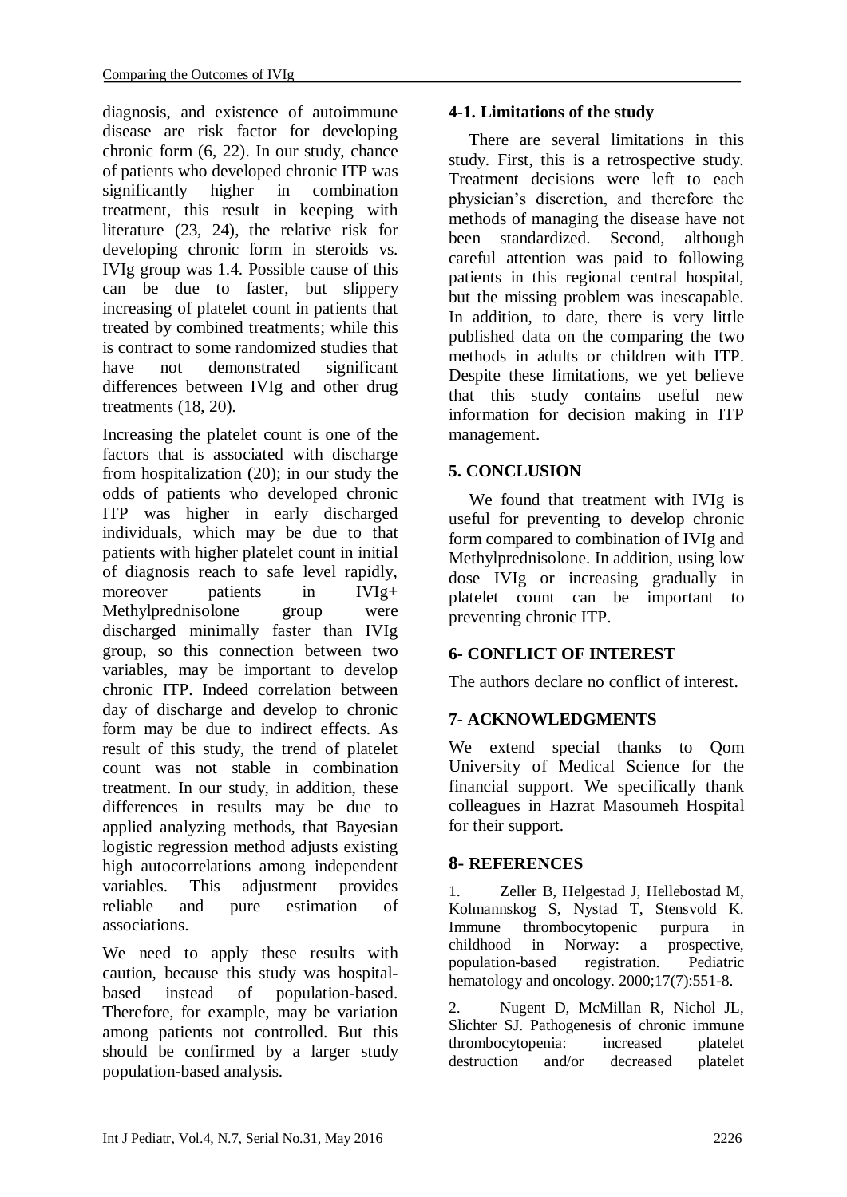diagnosis, and existence of autoimmune disease are risk factor for developing chronic form (6, 22). In our study, chance of patients who developed chronic ITP was significantly higher in combination treatment, this result in keeping with literature (23, 24), the relative risk for developing chronic form in steroids vs. IVIg group was 1.4. Possible cause of this can be due to faster, but slippery increasing of platelet count in patients that treated by combined treatments; while this is contract to some randomized studies that have not demonstrated significant differences between IVIg and other drug treatments (18, 20).

Increasing the platelet count is one of the factors that is associated with discharge from hospitalization (20); in our study the odds of patients who developed chronic ITP was higher in early discharged individuals, which may be due to that patients with higher platelet count in initial of diagnosis reach to safe level rapidly, moreover patients in IVIg+ Methylprednisolone group were discharged minimally faster than IVIg group, so this connection between two variables, may be important to develop chronic ITP. Indeed correlation between day of discharge and develop to chronic form may be due to indirect effects. As result of this study, the trend of platelet count was not stable in combination treatment. In our study, in addition, these differences in results may be due to applied analyzing methods, that Bayesian logistic regression method adjusts existing high autocorrelations among independent variables. This adjustment provides reliable and pure estimation of associations.

We need to apply these results with caution, because this study was hospital-based instead of population-based. Therefore, for example, may be variation among patients not controlled. But this should be confirmed by a larger study population-based analysis.

### 4-1. Limitations of the study

There are several limitations in this study. First, this is a retrospective study. Treatment decisions were left to each physician's discretion, and therefore the methods of managing the disease have not been standardized. Second, although careful attention was paid to following patients in this regional central hospital, but the missing problem was inescapable. In addition, to date, there is very little published data on the comparing the two methods in adults or children with ITP. Despite these limitations, we yet believe that this study contains useful new information for decision making in ITP management.

## 5. CONCLUSION

We found that treatment with IVIg is useful for preventing to develop chronic form compared to combination of IVIg and Methylprednisolone. In addition, using low dose IVIg or increasing gradually in platelet count can be important to preventing chronic ITP.

## 6- CONFLICT OF INTEREST

The authors declare no conflict of interest.

## 7- ACKNOWLEDGMENTS

We extend special thanks to Qom University of Medical Science for the financial support. We specifically thank colleagues in Hazrat Masoumeh Hospital for their support.

## 8- REFERENCES

1. Zeller B, Helgestad J, Hellebostad M, Kolmannskog S, Nystad T, Stensvold K. Immune thrombocytopenic purpura in childhood in Norway: a prospective, population-based registration. Pediatric hematology and oncology. 2000;17(7):551-8.

2. Nugent D, McMillan R, Nichol JL, Slichter SJ. Pathogenesis of chronic immune thrombocytopenia: increased platelet destruction and/or decreased platelet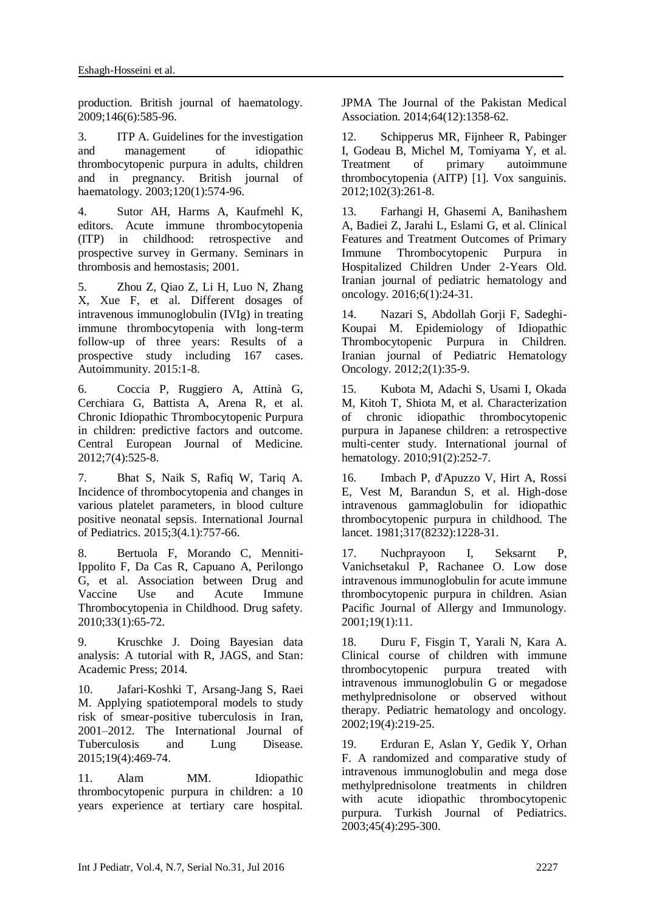production. British journal of haematology. 2009;146(6):585-96.

3. ITP A. Guidelines for the investigation and management of idiopathic thrombocytopenic purpura in adults, children and in pregnancy. British journal of haematology. 2003;120(1):574-96.

4. Sutor AH, Harms A, Kaufmehl K, editors. Acute immune thrombocytopenia (ITP) in childhood: retrospective and prospective survey in Germany. Seminars in thrombosis and hemostasis; 2001.

5. Zhou Z, Qiao Z, Li H, Luo N, Zhang X, Xue F, et al. Different dosages of intravenous immunoglobulin (IVIg) in treating immune thrombocytopenia with long-term follow-up of three years: Results of a prospective study including 167 cases. Autoimmunity. 2015:1-8.

6. Coccia P, Ruggiero A, Attinà G, Cerchiara G, Battista A, Arena R, et al. Chronic Idiopathic Thrombocytopenic Purpura in children: predictive factors and outcome. Central European Journal of Medicine. 2012;7(4):525-8.

7. Bhat S, Naik S, Rafiq W, Tariq A. Incidence of thrombocytopenia and changes in various platelet parameters, in blood culture positive neonatal sepsis. International Journal of Pediatrics. 2015;3(4.1):757-66.

8. Bertuola F, Morando C, Menniti-Ippolito F, Da Cas R, Capuano A, Perilongo G, et al. Association between Drug and Vaccine Use and Acute Immune Thrombocytopenia in Childhood. Drug safety. 2010;33(1):65-72.

9. Kruschke J. Doing Bayesian data analysis: A tutorial with R, JAGS, and Stan: Academic Press; 2014.

10. Jafari-Koshki T, Arsang-Jang S, Raei M. Applying spatiotemporal models to study risk of smear-positive tuberculosis in Iran, 2001–2012. The International Journal of Tuberculosis and Lung Disease. 2015;19(4):469-74.

11. Alam MM. Idiopathic thrombocytopenic purpura in children: a 10 years experience at tertiary care hospital. JPMA The Journal of the Pakistan Medical Association. 2014;64(12):1358-62.

12. Schipperus MR, Fijnheer R, Pabinger I, Godeau B, Michel M, Tomiyama Y, et al. Treatment of primary autoimmune thrombocytopenia (AITP) [1]. Vox sanguinis. 2012;102(3):261-8.

13. Farhangi H, Ghasemi A, Banihashem A, Badiei Z, Jarahi L, Eslami G, et al. Clinical Features and Treatment Outcomes of Primary Immune Thrombocytopenic Purpura in Hospitalized Children Under 2-Years Old. Iranian journal of pediatric hematology and oncology. 2016;6(1):24-31.

14. Nazari S, Abdollah Gorji F, Sadeghi-Koupai M. Epidemiology of Idiopathic Thrombocytopenic Purpura in Children. Iranian journal of Pediatric Hematology Oncology. 2012;2(1):35-9.

15. Kubota M, Adachi S, Usami I, Okada M, Kitoh T, Shiota M, et al. Characterization of chronic idiopathic thrombocytopenic purpura in Japanese children: a retrospective multi-center study. International journal of hematology. 2010;91(2):252-7.

16. Imbach P, d'Apuzzo V, Hirt A, Rossi E, Vest M, Barandun S, et al. High-dose intravenous gammaglobulin for idiopathic thrombocytopenic purpura in childhood. The lancet. 1981;317(8232):1228-31.

17. Nuchprayoon I, Seksarnt P, Vanichsetakul P, Rachanee O. Low dose intravenous immunoglobulin for acute immune thrombocytopenic purpura in children. Asian Pacific Journal of Allergy and Immunology. 2001;19(1):11.

18. Duru F, Fisgin T, Yarali N, Kara A. Clinical course of children with immune thrombocytopenic purpura treated with intravenous immunoglobulin G or megadose methylprednisolone or observed without therapy. Pediatric hematology and oncology. 2002;19(4):219-25.

19. Erduran E, Aslan Y, Gedik Y, Orhan F. A randomized and comparative study of intravenous immunoglobulin and mega dose methylprednisolone treatments in children with acute idiopathic thrombocytopenic purpura. Turkish Journal of Pediatrics. 2003;45(4):295-300.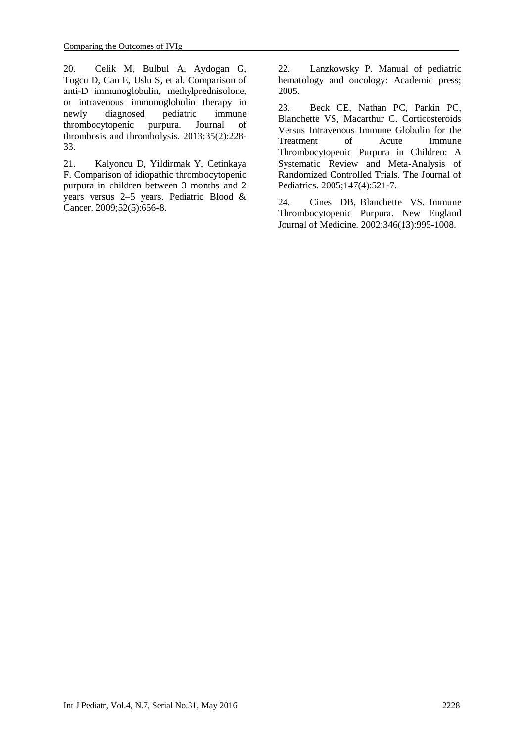20. Celik M, Bulbul A, Aydogan G, Tugcu D, Can E, Uslu S, et al. Comparison of anti-D immunoglobulin, methylprednisolone, or intravenous immunoglobulin therapy in newly diagnosed pediatric immune thrombocytopenic purpura. Journal of thrombosis and thrombolysis. 2013;35(2):228-33.

21. Kalyoncu D, Yildirmak Y, Cetinkaya F. Comparison of idiopathic thrombocytopenic purpura in children between 3 months and 2 years versus 2–5 years. Pediatric Blood & Cancer. 2009;52(5):656-8.

22. Lanzkowsky P. Manual of pediatric hematology and oncology: Academic press; 2005.

23. Beck CE, Nathan PC, Parkin PC, Blanchette VS, Macarthur C. Corticosteroids Versus Intravenous Immune Globulin for the Treatment of Acute Immune Thrombocytopenic Purpura in Children: A Systematic Review and Meta-Analysis of Randomized Controlled Trials. The Journal of Pediatrics. 2005;147(4):521-7.

24. Cines DB, Blanchette VS. Immune Thrombocytopenic Purpura. New England Journal of Medicine. 2002;346(13):995-1008.